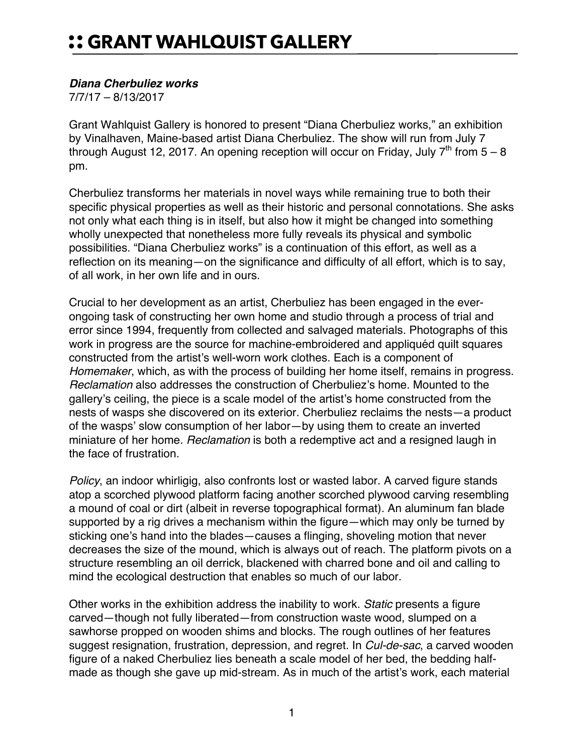# :: GRANT WAHLQUIST GALLERY

***Diana Cherbuliez works***
7/7/17 – 8/13/2017

Grant Wahlquist Gallery is honored to present "Diana Cherbuliez works," an exhibition by Vinalhaven, Maine-based artist Diana Cherbuliez. The show will run from July 7 through August 12, 2017. An opening reception will occur on Friday, July 7th from 5 – 8 pm.

Cherbuliez transforms her materials in novel ways while remaining true to both their specific physical properties as well as their historic and personal connotations. She asks not only what each thing is in itself, but also how it might be changed into something wholly unexpected that nonetheless more fully reveals its physical and symbolic possibilities. "Diana Cherbuliez works" is a continuation of this effort, as well as a reflection on its meaning—on the significance and difficulty of all effort, which is to say, of all work, in her own life and in ours.

Crucial to her development as an artist, Cherbuliez has been engaged in the ever-ongoing task of constructing her own home and studio through a process of trial and error since 1994, frequently from collected and salvaged materials. Photographs of this work in progress are the source for machine-embroidered and appliquéd quilt squares constructed from the artist's well-worn work clothes. Each is a component of *Homemaker*, which, as with the process of building her home itself, remains in progress. *Reclamation* also addresses the construction of Cherbuliez's home. Mounted to the gallery's ceiling, the piece is a scale model of the artist's home constructed from the nests of wasps she discovered on its exterior. Cherbuliez reclaims the nests—a product of the wasps' slow consumption of her labor—by using them to create an inverted miniature of her home. *Reclamation* is both a redemptive act and a resigned laugh in the face of frustration.

*Policy*, an indoor whirligig, also confronts lost or wasted labor. A carved figure stands atop a scorched plywood platform facing another scorched plywood carving resembling a mound of coal or dirt (albeit in reverse topographical format). An aluminum fan blade supported by a rig drives a mechanism within the figure—which may only be turned by sticking one's hand into the blades—causes a flinging, shoveling motion that never decreases the size of the mound, which is always out of reach. The platform pivots on a structure resembling an oil derrick, blackened with charred bone and oil and calling to mind the ecological destruction that enables so much of our labor.

Other works in the exhibition address the inability to work. *Static* presents a figure carved—though not fully liberated—from construction waste wood, slumped on a sawhorse propped on wooden shims and blocks. The rough outlines of her features suggest resignation, frustration, depression, and regret. In *Cul-de-sac*, a carved wooden figure of a naked Cherbuliez lies beneath a scale model of her bed, the bedding half-made as though she gave up mid-stream. As in much of the artist's work, each material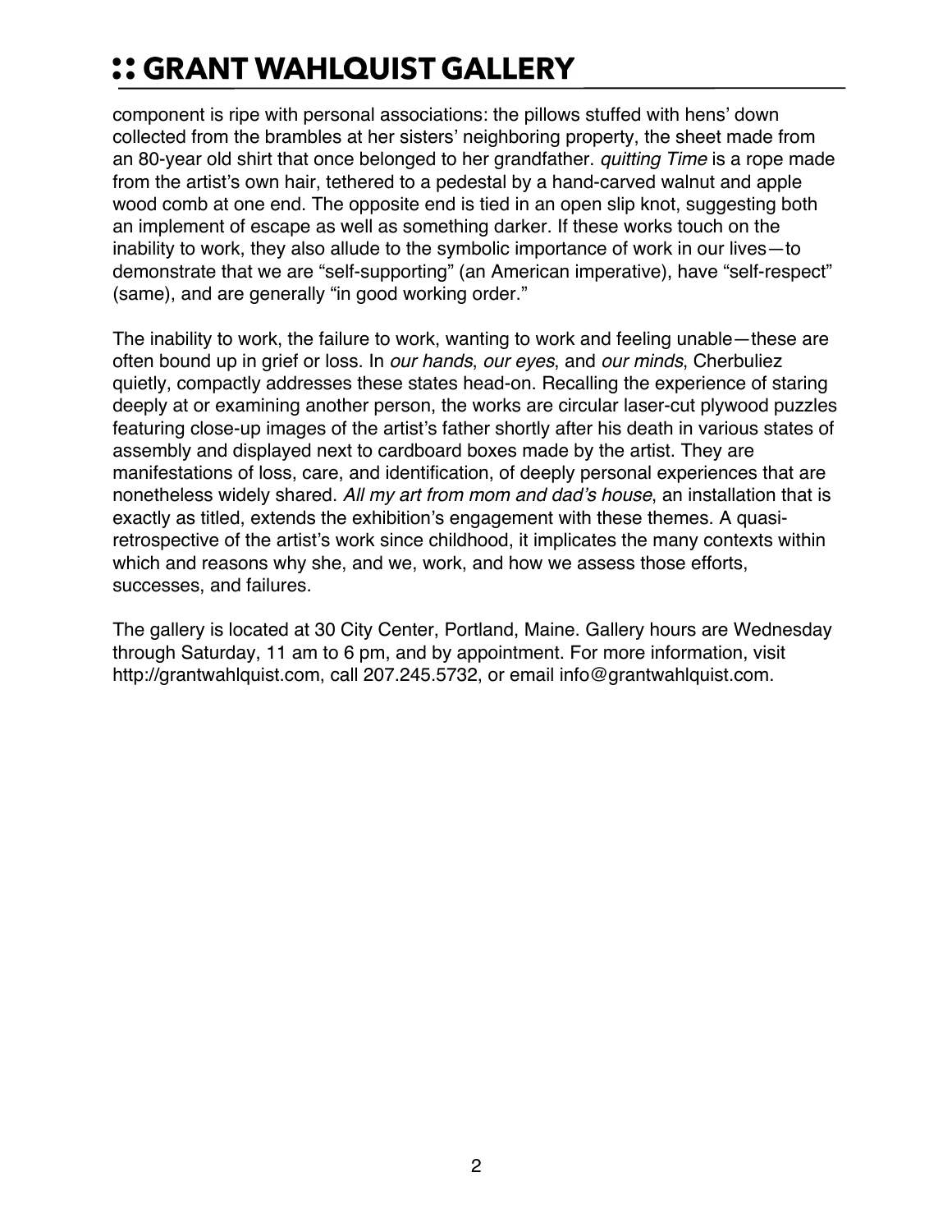component is ripe with personal associations: the pillows stuffed with hens' down collected from the brambles at her sisters' neighboring property, the sheet made from an 80-year old shirt that once belonged to her grandfather. *quitting Time* is a rope made from the artist's own hair, tethered to a pedestal by a hand-carved walnut and apple wood comb at one end. The opposite end is tied in an open slip knot, suggesting both an implement of escape as well as something darker. If these works touch on the inability to work, they also allude to the symbolic importance of work in our lives—to demonstrate that we are "self-supporting" (an American imperative), have "self-respect" (same), and are generally "in good working order."

The inability to work, the failure to work, wanting to work and feeling unable—these are often bound up in grief or loss. In *our hands*, *our eyes*, and *our minds*, Cherbuliez quietly, compactly addresses these states head-on. Recalling the experience of staring deeply at or examining another person, the works are circular laser-cut plywood puzzles featuring close-up images of the artist's father shortly after his death in various states of assembly and displayed next to cardboard boxes made by the artist. They are manifestations of loss, care, and identification, of deeply personal experiences that are nonetheless widely shared. *All my art from mom and dad's house*, an installation that is exactly as titled, extends the exhibition's engagement with these themes. A quasi-retrospective of the artist's work since childhood, it implicates the many contexts within which and reasons why she, and we, work, and how we assess those efforts, successes, and failures.

The gallery is located at 30 City Center, Portland, Maine. Gallery hours are Wednesday through Saturday, 11 am to 6 pm, and by appointment. For more information, visit http://grantwahlquist.com, call 207.245.5732, or email info@grantwahlquist.com.